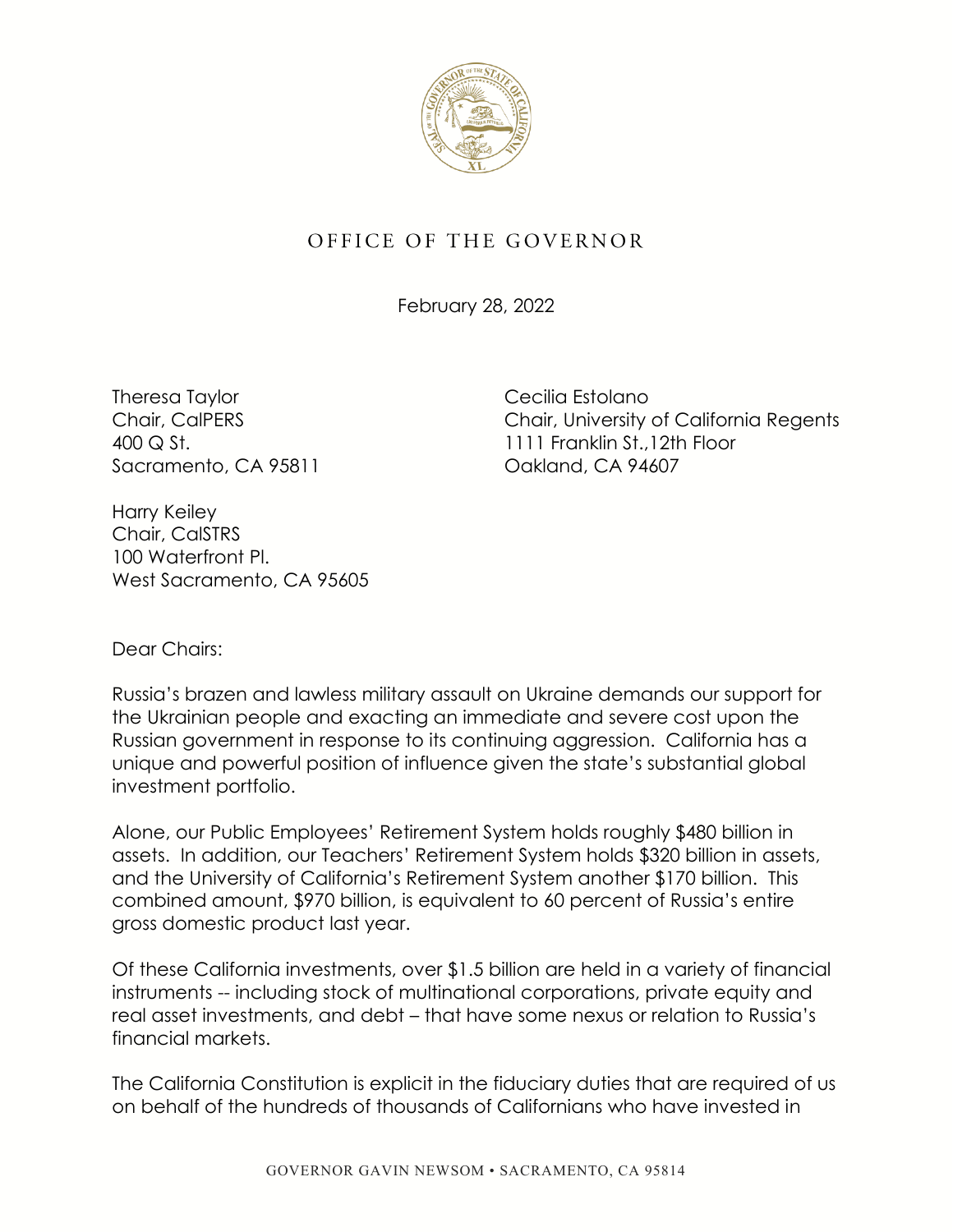OFFICE OF THE GOVERNOR

February 28, 2022

Theresa Taylor
Chair, CalPERS
400 Q St.
Sacramento, CA 95811

Cecilia Estolano
Chair, University of California Regents
1111 Franklin St.,12th Floor
Oakland, CA 94607

Harry Keiley
Chair, CalSTRS
100 Waterfront Pl.
West Sacramento, CA 95605

Dear Chairs:

Russia's brazen and lawless military assault on Ukraine demands our support for the Ukrainian people and exacting an immediate and severe cost upon the Russian government in response to its continuing aggression. California has a unique and powerful position of influence given the state's substantial global investment portfolio.

Alone, our Public Employees' Retirement System holds roughly $480 billion in assets. In addition, our Teachers' Retirement System holds $320 billion in assets, and the University of California's Retirement System another $170 billion. This combined amount, $970 billion, is equivalent to 60 percent of Russia's entire gross domestic product last year.

Of these California investments, over $1.5 billion are held in a variety of financial instruments -- including stock of multinational corporations, private equity and real asset investments, and debt – that have some nexus or relation to Russia's financial markets.

The California Constitution is explicit in the fiduciary duties that are required of us on behalf of the hundreds of thousands of Californians who have invested in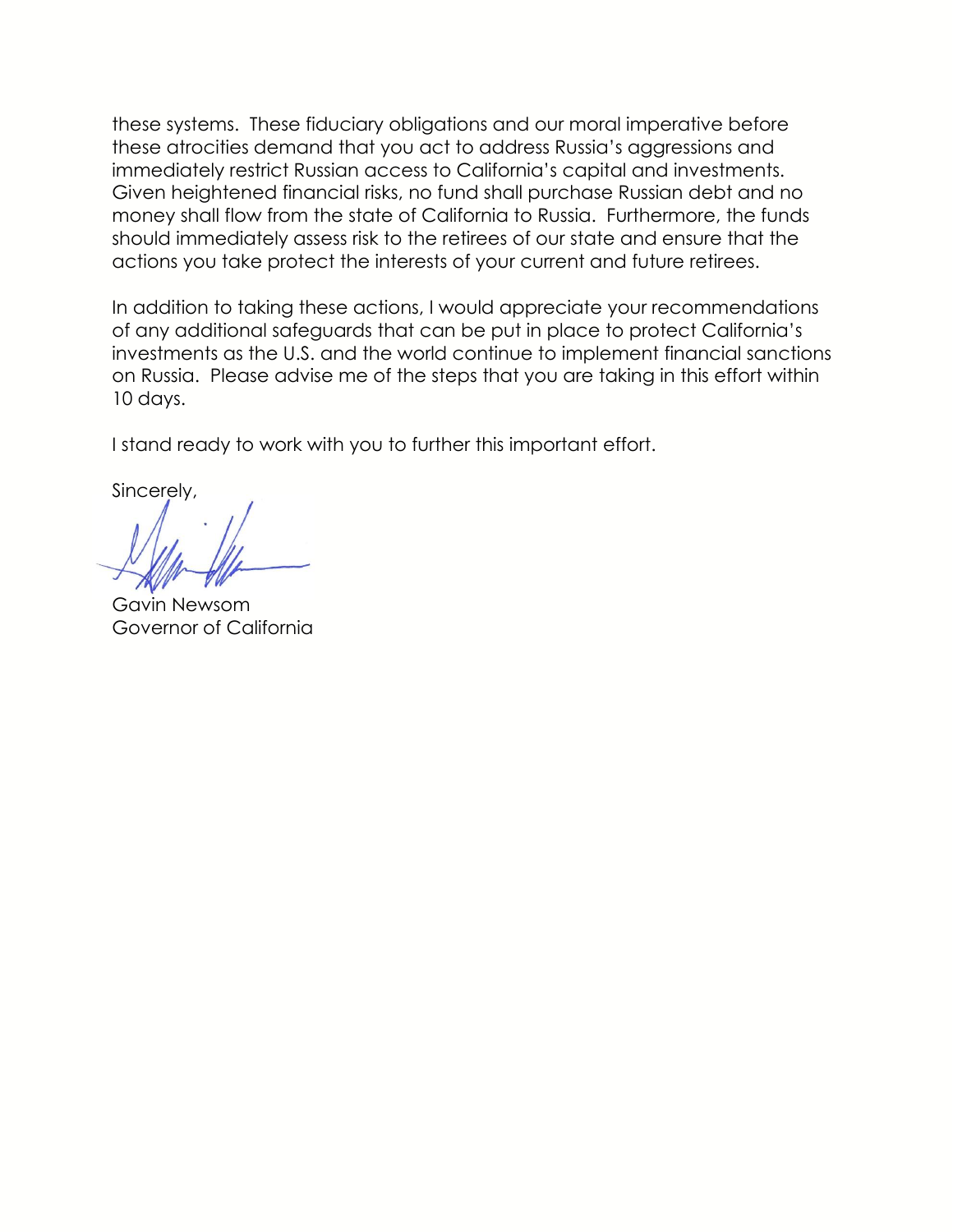these systems. These fiduciary obligations and our moral imperative before these atrocities demand that you act to address Russia's aggressions and immediately restrict Russian access to California's capital and investments. Given heightened financial risks, no fund shall purchase Russian debt and no money shall flow from the state of California to Russia. Furthermore, the funds should immediately assess risk to the retirees of our state and ensure that the actions you take protect the interests of your current and future retirees.

In addition to taking these actions, I would appreciate your recommendations of any additional safeguards that can be put in place to protect California's investments as the U.S. and the world continue to implement financial sanctions on Russia. Please advise me of the steps that you are taking in this effort within 10 days.

I stand ready to work with you to further this important effort.

Sincerely,

Gavin Newsom
Governor of California